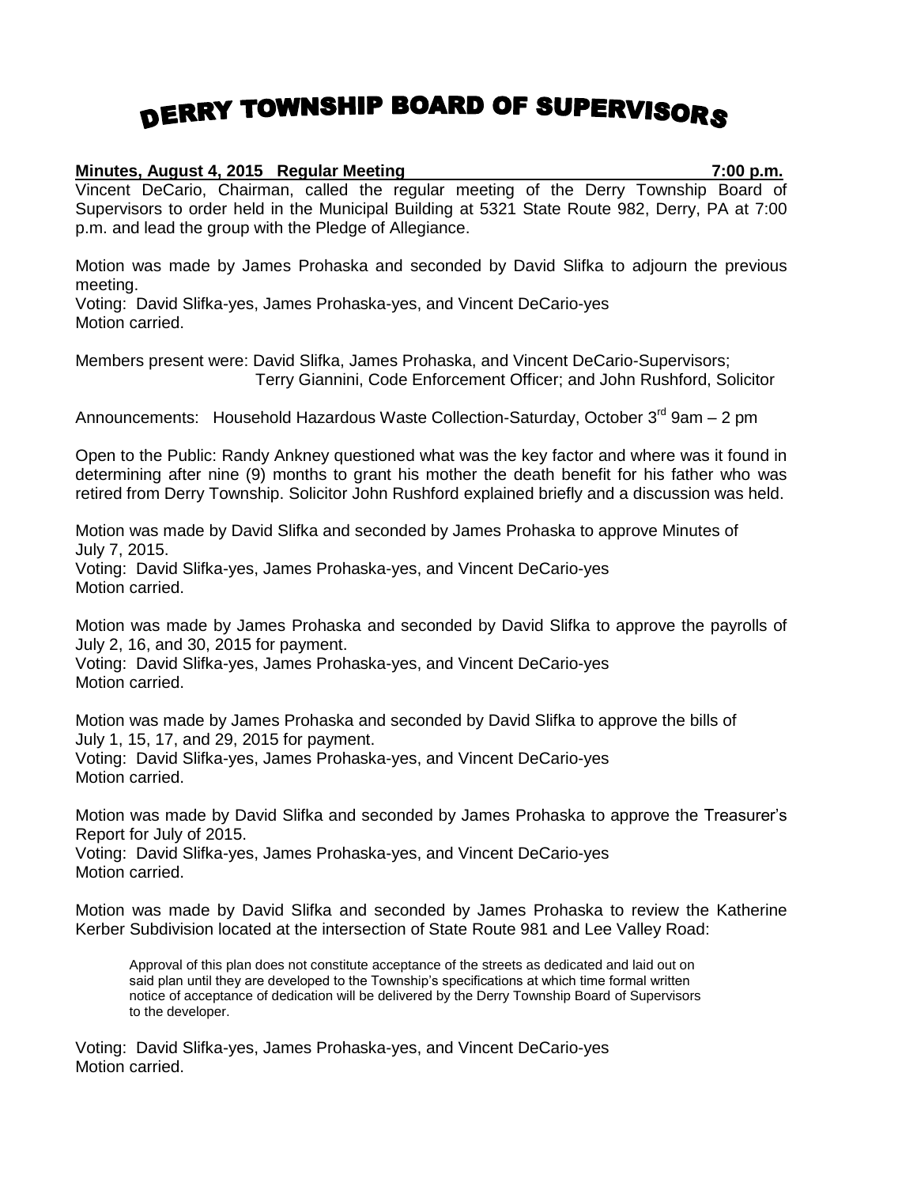# DERRY TOWNSHIP BOARD OF SUPERVISORS

**Minutes, August 4, 2015 Regular Meeting 7:00 p.m.**

Vincent DeCario, Chairman, called the regular meeting of the Derry Township Board of Supervisors to order held in the Municipal Building at 5321 State Route 982, Derry, PA at 7:00 p.m. and lead the group with the Pledge of Allegiance.

Motion was made by James Prohaska and seconded by David Slifka to adjourn the previous meeting.
Voting: David Slifka-yes, James Prohaska-yes, and Vincent DeCario-yes
Motion carried.

Members present were: David Slifka, James Prohaska, and Vincent DeCario-Supervisors; Terry Giannini, Code Enforcement Officer; and John Rushford, Solicitor

Announcements: Household Hazardous Waste Collection-Saturday, October 3rd 9am – 2 pm

Open to the Public: Randy Ankney questioned what was the key factor and where was it found in determining after nine (9) months to grant his mother the death benefit for his father who was retired from Derry Township. Solicitor John Rushford explained briefly and a discussion was held.

Motion was made by David Slifka and seconded by James Prohaska to approve Minutes of July 7, 2015.
Voting: David Slifka-yes, James Prohaska-yes, and Vincent DeCario-yes
Motion carried.

Motion was made by James Prohaska and seconded by David Slifka to approve the payrolls of July 2, 16, and 30, 2015 for payment.
Voting: David Slifka-yes, James Prohaska-yes, and Vincent DeCario-yes
Motion carried.

Motion was made by James Prohaska and seconded by David Slifka to approve the bills of July 1, 15, 17, and 29, 2015 for payment.
Voting: David Slifka-yes, James Prohaska-yes, and Vincent DeCario-yes
Motion carried.

Motion was made by David Slifka and seconded by James Prohaska to approve the Treasurer's Report for July of 2015.
Voting: David Slifka-yes, James Prohaska-yes, and Vincent DeCario-yes
Motion carried.

Motion was made by David Slifka and seconded by James Prohaska to review the Katherine Kerber Subdivision located at the intersection of State Route 981 and Lee Valley Road:

> Approval of this plan does not constitute acceptance of the streets as dedicated and laid out on said plan until they are developed to the Township's specifications at which time formal written notice of acceptance of dedication will be delivered by the Derry Township Board of Supervisors to the developer.

Voting: David Slifka-yes, James Prohaska-yes, and Vincent DeCario-yes
Motion carried.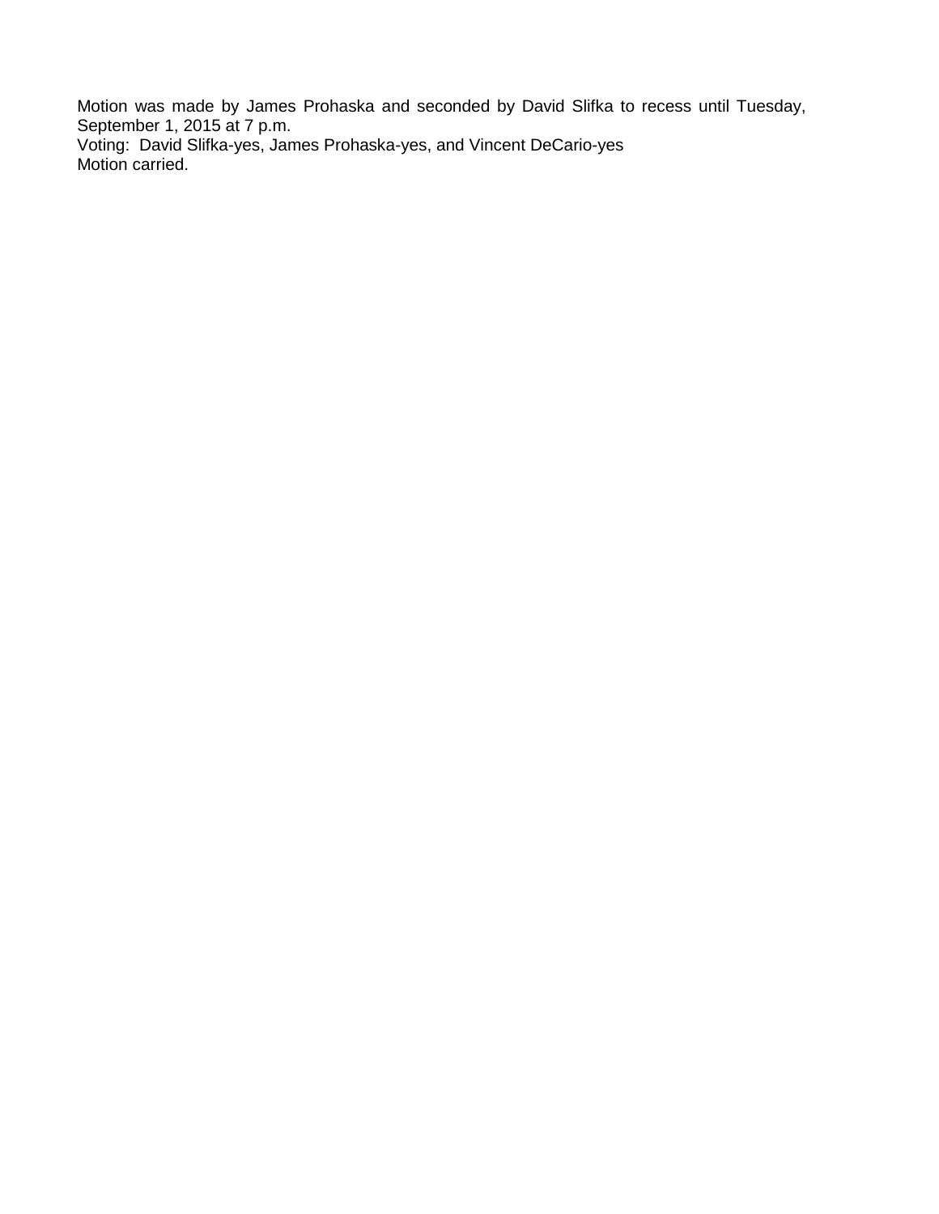Motion was made by James Prohaska and seconded by David Slifka to recess until Tuesday, September 1, 2015 at 7 p.m.
Voting: David Slifka-yes, James Prohaska-yes, and Vincent DeCario-yes
Motion carried.